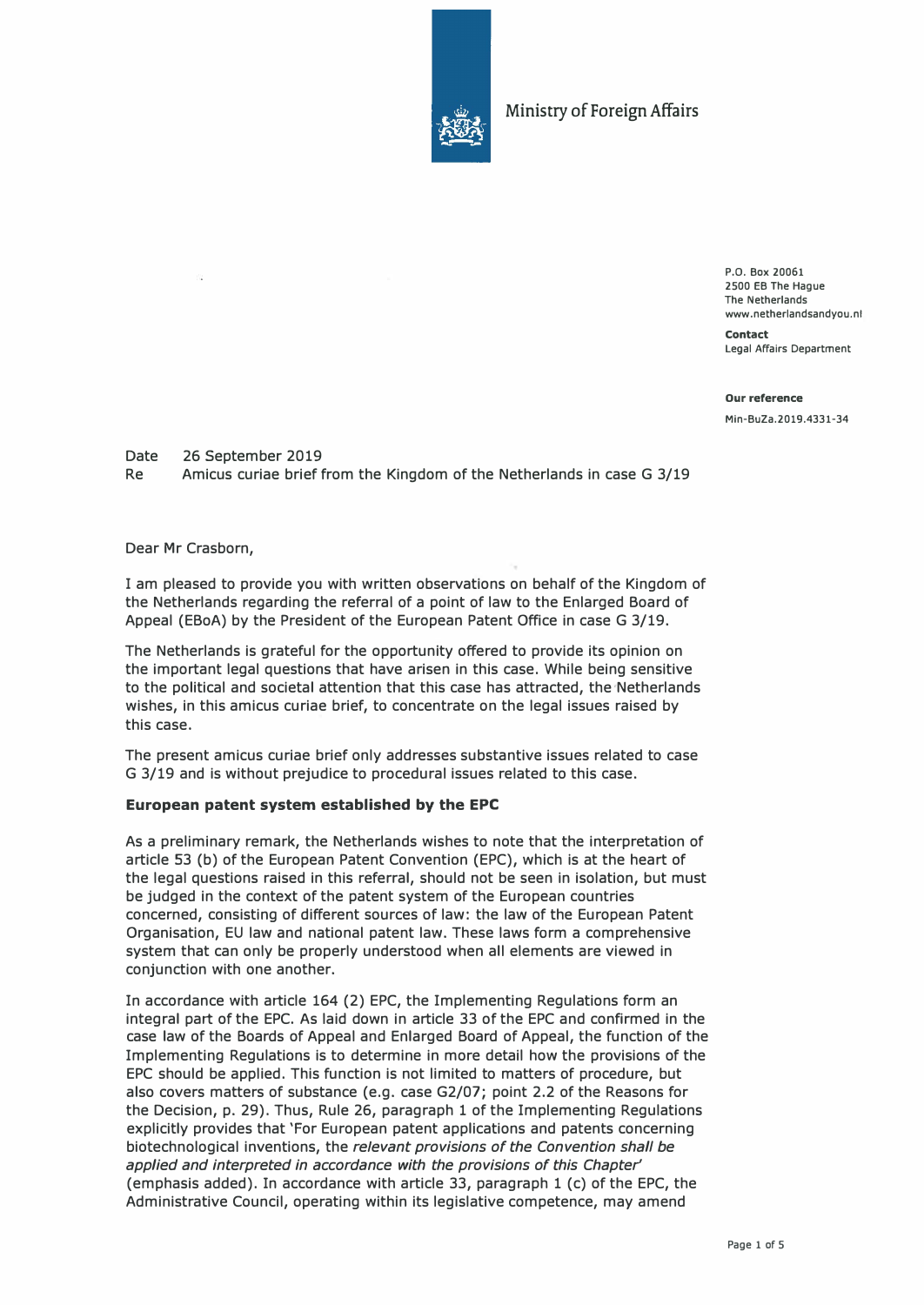Ministry of Foreign Affairs

P.O. Box 20061
2500 EB The Hague
The Netherlands
www.netherlandsandyou.nl

**Contact**
Legal Affairs Department

**Our reference**
Min-BuZa.2019.4331-34

Date 26 September 2019
Re Amicus curiae brief from the Kingdom of the Netherlands in case G 3/19

Dear Mr Crasborn,

I am pleased to provide you with written observations on behalf of the Kingdom of the Netherlands regarding the referral of a point of law to the Enlarged Board of Appeal (EBoA) by the President of the European Patent Office in case G 3/19.

The Netherlands is grateful for the opportunity offered to provide its opinion on the important legal questions that have arisen in this case. While being sensitive to the political and societal attention that this case has attracted, the Netherlands wishes, in this amicus curiae brief, to concentrate on the legal issues raised by this case.

The present amicus curiae brief only addresses substantive issues related to case G 3/19 and is without prejudice to procedural issues related to this case.

**European patent system established by the EPC**

As a preliminary remark, the Netherlands wishes to note that the interpretation of article 53 (b) of the European Patent Convention (EPC), which is at the heart of the legal questions raised in this referral, should not be seen in isolation, but must be judged in the context of the patent system of the European countries concerned, consisting of different sources of law: the law of the European Patent Organisation, EU law and national patent law. These laws form a comprehensive system that can only be properly understood when all elements are viewed in conjunction with one another.

In accordance with article 164 (2) EPC, the Implementing Regulations form an integral part of the EPC. As laid down in article 33 of the EPC and confirmed in the case law of the Boards of Appeal and Enlarged Board of Appeal, the function of the Implementing Regulations is to determine in more detail how the provisions of the EPC should be applied. This function is not limited to matters of procedure, but also covers matters of substance (e.g. case G2/07; point 2.2 of the Reasons for the Decision, p. 29). Thus, Rule 26, paragraph 1 of the Implementing Regulations explicitly provides that 'For European patent applications and patents concerning biotechnological inventions, the *relevant provisions of the Convention shall be applied and interpreted in accordance with the provisions of this Chapter*' (emphasis added). In accordance with article 33, paragraph 1 (c) of the EPC, the Administrative Council, operating within its legislative competence, may amend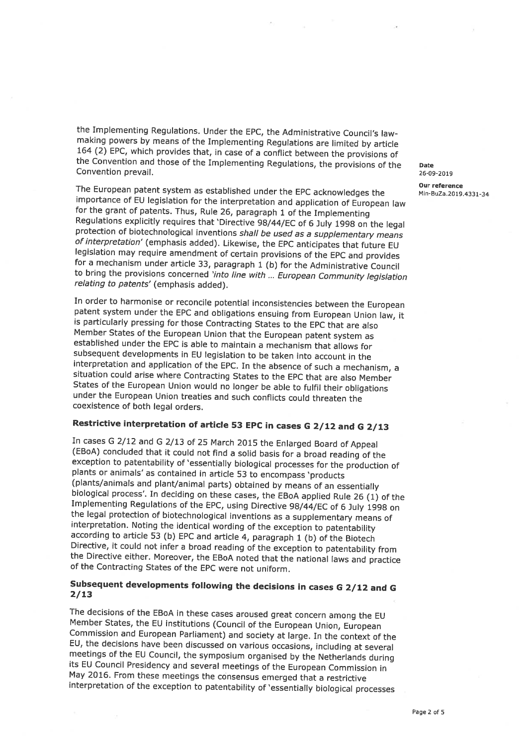the Implementing Regulations. Under the EPC, the Administrative Council's law-making powers by means of the Implementing Regulations are limited by article 164 (2) EPC, which provides that, in case of a conflict between the provisions of the Convention and those of the Implementing Regulations, the provisions of the Convention prevail.

The European patent system as established under the EPC acknowledges the importance of EU legislation for the interpretation and application of European law for the grant of patents. Thus, Rule 26, paragraph 1 of the Implementing Regulations explicitly requires that 'Directive 98/44/EC of 6 July 1998 on the legal protection of biotechnological inventions *shall be used as a supplementary means of interpretation*' (emphasis added). Likewise, the EPC anticipates that future EU legislation may require amendment of certain provisions of the EPC and provides for a mechanism under article 33, paragraph 1 (b) for the Administrative Council to bring the provisions concerned *'into line with ... European Community legislation relating to patents'* (emphasis added).

In order to harmonise or reconcile potential inconsistencies between the European patent system under the EPC and obligations ensuing from European Union law, it is particularly pressing for those Contracting States to the EPC that are also Member States of the European Union that the European patent system as established under the EPC is able to maintain a mechanism that allows for subsequent developments in EU legislation to be taken into account in the interpretation and application of the EPC. In the absence of such a mechanism, a situation could arise where Contracting States to the EPC that are also Member States of the European Union would no longer be able to fulfil their obligations under the European Union treaties and such conflicts could threaten the coexistence of both legal orders.

## Restrictive interpretation of article 53 EPC in cases G 2/12 and G 2/13

In cases G 2/12 and G 2/13 of 25 March 2015 the Enlarged Board of Appeal (EBoA) concluded that it could not find a solid basis for a broad reading of the exception to patentability of 'essentially biological processes for the production of plants or animals' as contained in article 53 to encompass 'products (plants/animals and plant/animal parts) obtained by means of an essentially biological process'. In deciding on these cases, the EBoA applied Rule 26 (1) of the Implementing Regulations of the EPC, using Directive 98/44/EC of 6 July 1998 on the legal protection of biotechnological inventions as a supplementary means of interpretation. Noting the identical wording of the exception to patentability according to article 53 (b) EPC and article 4, paragraph 1 (b) of the Biotech Directive, it could not infer a broad reading of the exception to patentability from the Directive either. Moreover, the EBoA noted that the national laws and practice of the Contracting States of the EPC were not uniform.

## Subsequent developments following the decisions in cases G 2/12 and G 2/13

The decisions of the EBoA in these cases aroused great concern among the EU Member States, the EU institutions (Council of the European Union, European Commission and European Parliament) and society at large. In the context of the EU, the decisions have been discussed on various occasions, including at several meetings of the EU Council, the symposium organised by the Netherlands during its EU Council Presidency and several meetings of the European Commission in May 2016. From these meetings the consensus emerged that a restrictive interpretation of the exception to patentability of 'essentially biological processes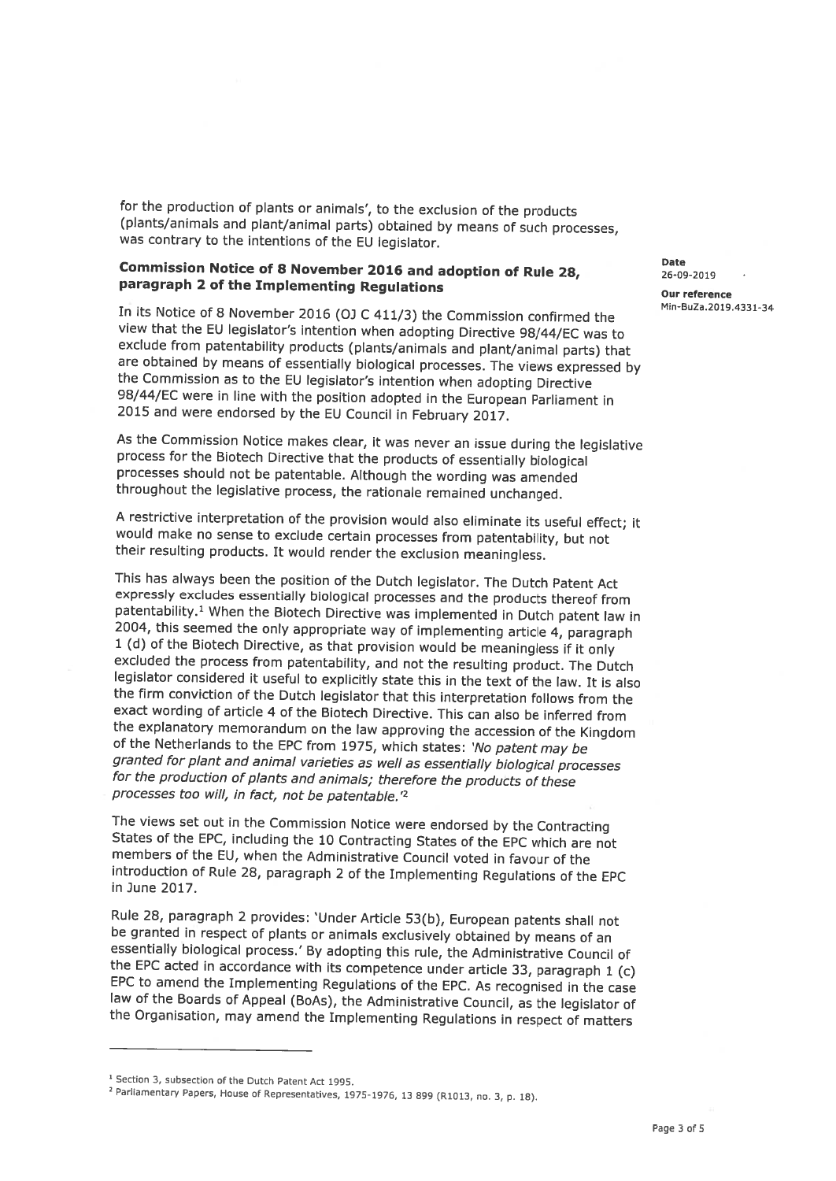for the production of plants or animals', to the exclusion of the products (plants/animals and plant/animal parts) obtained by means of such processes, was contrary to the intentions of the EU legislator.

**Commission Notice of 8 November 2016 and adoption of Rule 28, paragraph 2 of the Implementing Regulations**

Date
26-09-2019

Our reference
Min-BuZa.2019.4331-34

In its Notice of 8 November 2016 (OJ C 411/3) the Commission confirmed the view that the EU legislator's intention when adopting Directive 98/44/EC was to exclude from patentability products (plants/animals and plant/animal parts) that are obtained by means of essentially biological processes. The views expressed by the Commission as to the EU legislator's intention when adopting Directive 98/44/EC were in line with the position adopted in the European Parliament in 2015 and were endorsed by the EU Council in February 2017.

As the Commission Notice makes clear, it was never an issue during the legislative process for the Biotech Directive that the products of essentially biological processes should not be patentable. Although the wording was amended throughout the legislative process, the rationale remained unchanged.

A restrictive interpretation of the provision would also eliminate its useful effect; it would make no sense to exclude certain processes from patentability, but not their resulting products. It would render the exclusion meaningless.

This has always been the position of the Dutch legislator. The Dutch Patent Act expressly excludes essentially biological processes and the products thereof from patentability.[1] When the Biotech Directive was implemented in Dutch patent law in 2004, this seemed the only appropriate way of implementing article 4, paragraph 1 (d) of the Biotech Directive, as that provision would be meaningless if it only excluded the process from patentability, and not the resulting product. The Dutch legislator considered it useful to explicitly state this in the text of the law. It is also the firm conviction of the Dutch legislator that this interpretation follows from the exact wording of article 4 of the Biotech Directive. This can also be inferred from the explanatory memorandum on the law approving the accession of the Kingdom of the Netherlands to the EPC from 1975, which states: '*No patent may be granted for plant and animal varieties as well as essentially biological processes for the production of plants and animals; therefore the products of these processes too will, in fact, not be patentable.*'[2]

The views set out in the Commission Notice were endorsed by the Contracting States of the EPC, including the 10 Contracting States of the EPC which are not members of the EU, when the Administrative Council voted in favour of the introduction of Rule 28, paragraph 2 of the Implementing Regulations of the EPC in June 2017.

Rule 28, paragraph 2 provides: 'Under Article 53(b), European patents shall not be granted in respect of plants or animals exclusively obtained by means of an essentially biological process.' By adopting this rule, the Administrative Council of the EPC acted in accordance with its competence under article 33, paragraph 1 (c) EPC to amend the Implementing Regulations of the EPC. As recognised in the case law of the Boards of Appeal (BoAs), the Administrative Council, as the legislator of the Organisation, may amend the Implementing Regulations in respect of matters

---

[1] Section 3, subsection of the Dutch Patent Act 1995.

[2] Parliamentary Papers, House of Representatives, 1975-1976, 13 899 (R1013, no. 3, p. 18).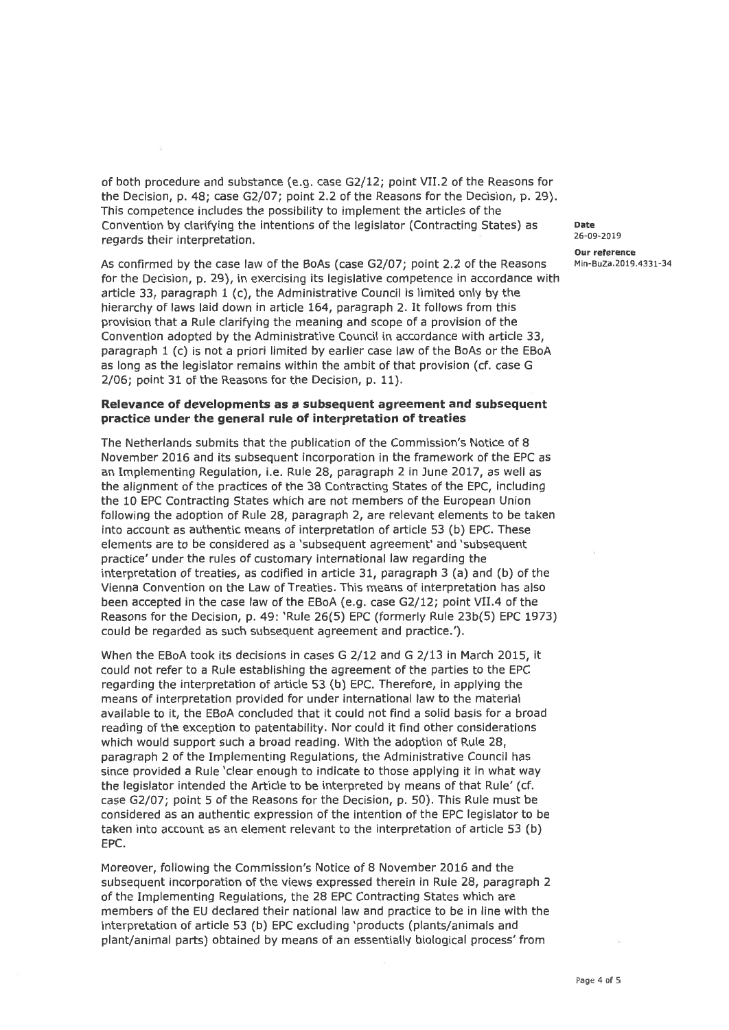of both procedure and substance (e.g. case G2/12; point VII.2 of the Reasons for the Decision, p. 48; case G2/07; point 2.2 of the Reasons for the Decision, p. 29). This competence includes the possibility to implement the articles of the Convention by clarifying the intentions of the legislator (Contracting States) as regards their interpretation.

As confirmed by the case law of the BoAs (case G2/07; point 2.2 of the Reasons for the Decision, p. 29), in exercising its legislative competence in accordance with article 33, paragraph 1 (c), the Administrative Council is limited only by the hierarchy of laws laid down in article 164, paragraph 2. It follows from this provision that a Rule clarifying the meaning and scope of a provision of the Convention adopted by the Administrative Council in accordance with article 33, paragraph 1 (c) is not a priori limited by earlier case law of the BoAs or the EBoA as long as the legislator remains within the ambit of that provision (cf. case G 2/06; point 31 of the Reasons for the Decision, p. 11).

**Relevance of developments as a subsequent agreement and subsequent practice under the general rule of interpretation of treaties**

The Netherlands submits that the publication of the Commission's Notice of 8 November 2016 and its subsequent incorporation in the framework of the EPC as an Implementing Regulation, i.e. Rule 28, paragraph 2 in June 2017, as well as the alignment of the practices of the 38 Contracting States of the EPC, including the 10 EPC Contracting States which are not members of the European Union following the adoption of Rule 28, paragraph 2, are relevant elements to be taken into account as authentic means of interpretation of article 53 (b) EPC. These elements are to be considered as a 'subsequent agreement' and 'subsequent practice' under the rules of customary international law regarding the interpretation of treaties, as codified in article 31, paragraph 3 (a) and (b) of the Vienna Convention on the Law of Treaties. This means of interpretation has also been accepted in the case law of the EBoA (e.g. case G2/12; point VII.4 of the Reasons for the Decision, p. 49: 'Rule 26(5) EPC (formerly Rule 23b(5) EPC 1973) could be regarded as such subsequent agreement and practice.').

When the EBoA took its decisions in cases G 2/12 and G 2/13 in March 2015, it could not refer to a Rule establishing the agreement of the parties to the EPC regarding the interpretation of article 53 (b) EPC. Therefore, in applying the means of interpretation provided for under international law to the material available to it, the EBoA concluded that it could not find a solid basis for a broad reading of the exception to patentability. Nor could it find other considerations which would support such a broad reading. With the adoption of Rule 28, paragraph 2 of the Implementing Regulations, the Administrative Council has since provided a Rule 'clear enough to indicate to those applying it in what way the legislator intended the Article to be interpreted by means of that Rule' (cf. case G2/07; point 5 of the Reasons for the Decision, p. 50). This Rule must be considered as an authentic expression of the intention of the EPC legislator to be taken into account as an element relevant to the interpretation of article 53 (b) EPC.

Moreover, following the Commission's Notice of 8 November 2016 and the subsequent incorporation of the views expressed therein in Rule 28, paragraph 2 of the Implementing Regulations, the 28 EPC Contracting States which are members of the EU declared their national law and practice to be in line with the interpretation of article 53 (b) EPC excluding 'products (plants/animals and plant/animal parts) obtained by means of an essentially biological process' from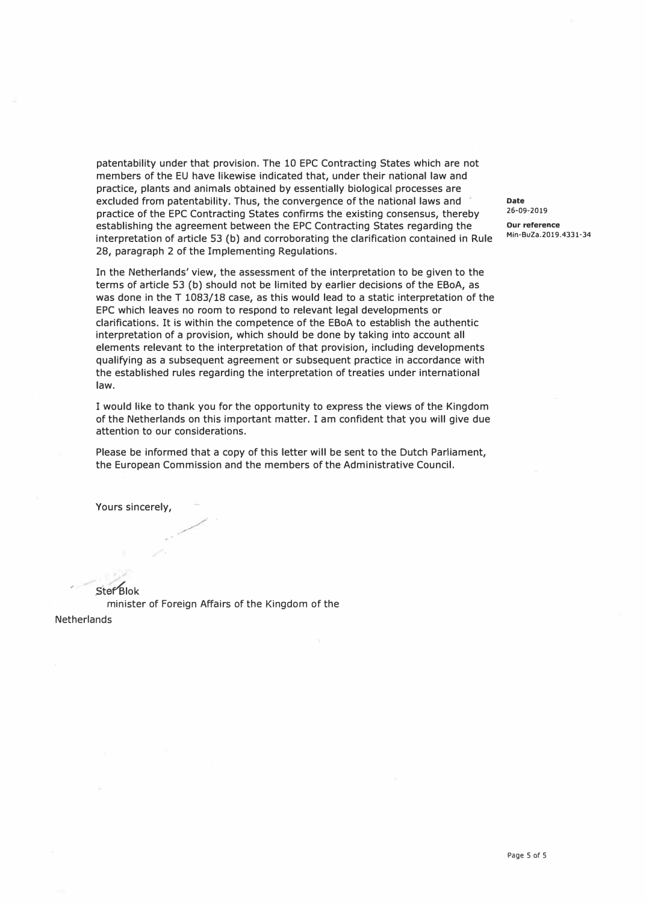patentability under that provision. The 10 EPC Contracting States which are not members of the EU have likewise indicated that, under their national law and practice, plants and animals obtained by essentially biological processes are excluded from patentability. Thus, the convergence of the national laws and practice of the EPC Contracting States confirms the existing consensus, thereby establishing the agreement between the EPC Contracting States regarding the interpretation of article 53 (b) and corroborating the clarification contained in Rule 28, paragraph 2 of the Implementing Regulations.

**Date**
26-09-2019

**Our reference**
Min-BuZa.2019.4331-34

In the Netherlands' view, the assessment of the interpretation to be given to the terms of article 53 (b) should not be limited by earlier decisions of the EBoA, as was done in the T 1083/18 case, as this would lead to a static interpretation of the EPC which leaves no room to respond to relevant legal developments or clarifications. It is within the competence of the EBoA to establish the authentic interpretation of a provision, which should be done by taking into account all elements relevant to the interpretation of that provision, including developments qualifying as a subsequent agreement or subsequent practice in accordance with the established rules regarding the interpretation of treaties under international law.

I would like to thank you for the opportunity to express the views of the Kingdom of the Netherlands on this important matter. I am confident that you will give due attention to our considerations.

Please be informed that a copy of this letter will be sent to the Dutch Parliament, the European Commission and the members of the Administrative Council.

Yours sincerely,

Stef Blok
minister of Foreign Affairs of the Kingdom of the Netherlands